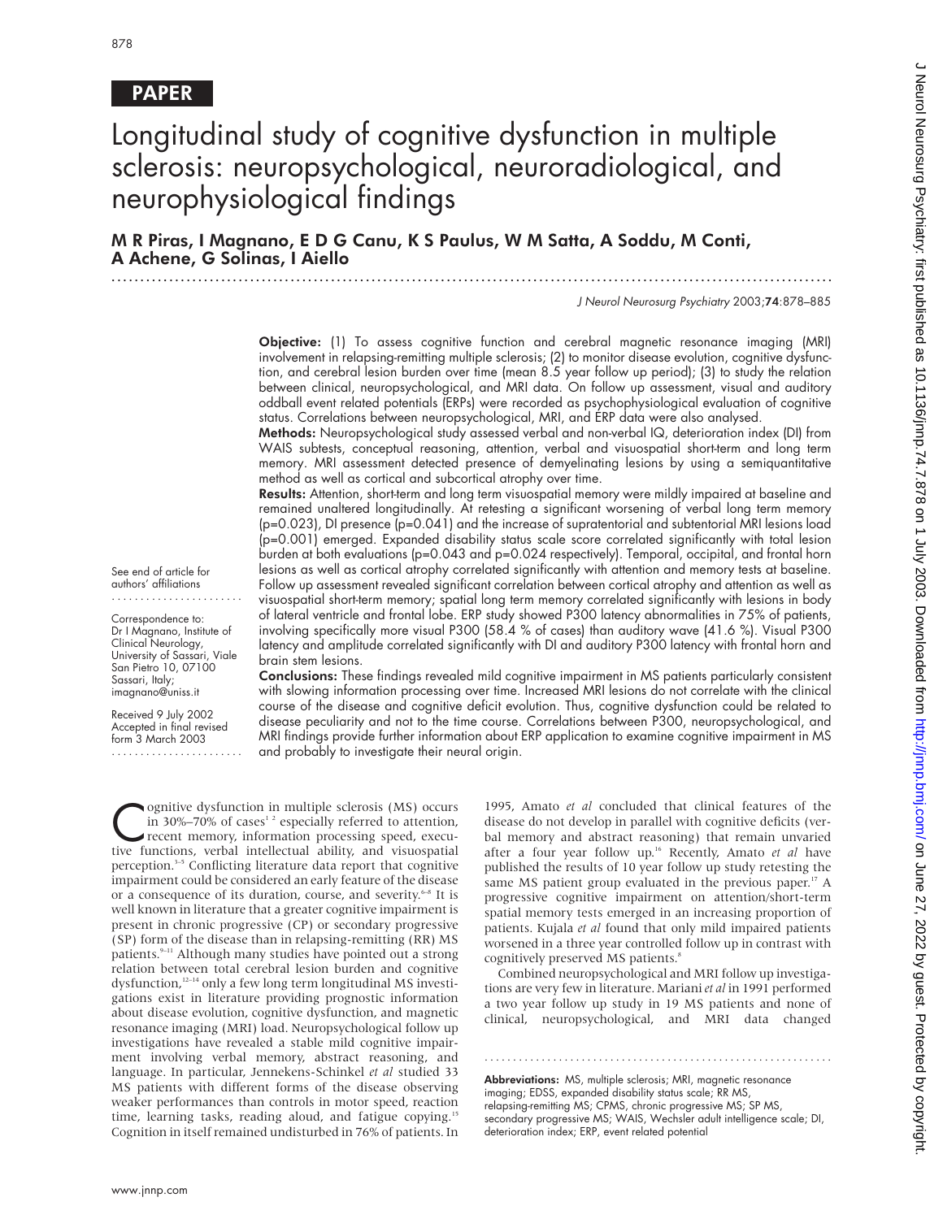PAPER

# Longitudinal study of cognitive dysfunction in multiple sclerosis: neuropsychological, neuroradiological, and neurophysiological findings

**M R Piras, I Magnano, E D G Canu, K S Paulus, W M Satta, A Soddu, M Conti, A Achene, G Solinas, I Aiello**

See end of article for authors' affiliations

Correspondence to: Dr I Magnano, Institute of Clinical Neurology, University of Sassari, Viale San Pietro 10, 07100 Sassari, Italy; imagnano@uniss.it

Received 9 July 2002
Accepted in final revised form 3 March 2003

**Objective:** (1) To assess cognitive function and cerebral magnetic resonance imaging (MRI) involvement in relapsing-remitting multiple sclerosis; (2) to monitor disease evolution, cognitive dysfunction, and cerebral lesion burden over time (mean 8.5 year follow up period); (3) to study the relation between clinical, neuropsychological, and MRI data. On follow up assessment, visual and auditory oddball event related potentials (ERPs) were recorded as psychophysiological evaluation of cognitive status. Correlations between neuropsychological, MRI, and ERP data were also analysed.

**Methods:** Neuropsychological study assessed verbal and non-verbal IQ, deterioration index (DI) from WAIS subtests, conceptual reasoning, attention, verbal and visuospatial short-term and long term memory. MRI assessment detected presence of demyelinating lesions by using a semiquantitative method as well as cortical and subcortical atrophy over time.

**Results:** Attention, short-term and long term visuospatial memory were mildly impaired at baseline and remained unaltered longitudinally. At retesting a significant worsening of verbal long term memory (p=0.023), DI presence (p=0.041) and the increase of supratentorial and subtentorial MRI lesions load (p=0.001) emerged. Expanded disability status scale score correlated significantly with total lesion burden at both evaluations (p=0.043 and p=0.024 respectively). Temporal, occipital, and frontal horn lesions as well as cortical atrophy correlated significantly with attention and memory tests at baseline. Follow up assessment revealed significant correlation between cortical atrophy and attention as well as visuospatial short-term memory; spatial long term memory correlated significantly with lesions in body of lateral ventricle and frontal lobe. ERP study showed P300 latency abnormalities in 75% of patients, involving specifically more visual P300 (58.4 % of cases) than auditory wave (41.6 %). Visual P300 latency and amplitude correlated significantly with DI and auditory P300 latency with frontal horn and brain stem lesions.

**Conclusions:** These findings revealed mild cognitive impairment in MS patients particularly consistent with slowing information processing over time. Increased MRI lesions do not correlate with the clinical course of the disease and cognitive deficit evolution. Thus, cognitive dysfunction could be related to disease peculiarity and not to the time course. Correlations between P300, neuropsychological, and MRI findings provide further information about ERP application to examine cognitive impairment in MS and probably to investigate their neural origin.

Cognitive dysfunction in multiple sclerosis (MS) occurs in 30%–70% of cases[1 2] especially referred to attention, recent memory, information processing speed, executive functions, verbal intellectual ability, and visuospatial perception.[3–5] Conflicting literature data report that cognitive impairment could be considered an early feature of the disease or a consequence of its duration, course, and severity.[6–8] It is well known in literature that a greater cognitive impairment is present in chronic progressive (CP) or secondary progressive (SP) form of the disease than in relapsing-remitting (RR) MS patients.[9–11] Although many studies have pointed out a strong relation between total cerebral lesion burden and cognitive dysfunction,[12–14] only a few long term longitudinal MS investigations exist in literature providing prognostic information about disease evolution, cognitive dysfunction, and magnetic resonance imaging (MRI) load. Neuropsychological follow up investigations have revealed a stable mild cognitive impairment involving verbal memory, abstract reasoning, and language. In particular, Jennekens-Schinkel *et al* studied 33 MS patients with different forms of the disease observing weaker performances than controls in motor speed, reaction time, learning tasks, reading aloud, and fatigue copying.[15] Cognition in itself remained undisturbed in 76% of patients. In 1995, Amato *et al* concluded that clinical features of the disease do not develop in parallel with cognitive deficits (verbal memory and abstract reasoning) that remain unvaried after a four year follow up.[16] Recently, Amato *et al* have published the results of 10 year follow up study retesting the same MS patient group evaluated in the previous paper.[17] A progressive cognitive impairment on attention/short-term spatial memory tests emerged in an increasing proportion of patients. Kujala *et al* found that only mild impaired patients worsened in a three year controlled follow up in contrast with cognitively preserved MS patients.[8]

Combined neuropsychological and MRI follow up investigations are very few in literature. Mariani *et al* in 1991 performed a two year follow up study in 19 MS patients and none of clinical, neuropsychological, and MRI data changed

**Abbreviations:** MS, multiple sclerosis; MRI, magnetic resonance imaging; EDSS, expanded disability status scale; RR MS, relapsing-remitting MS; CPMS, chronic progressive MS; SP MS, secondary progressive MS; WAIS, Wechsler adult intelligence scale; DI, deterioration index; ERP, event related potential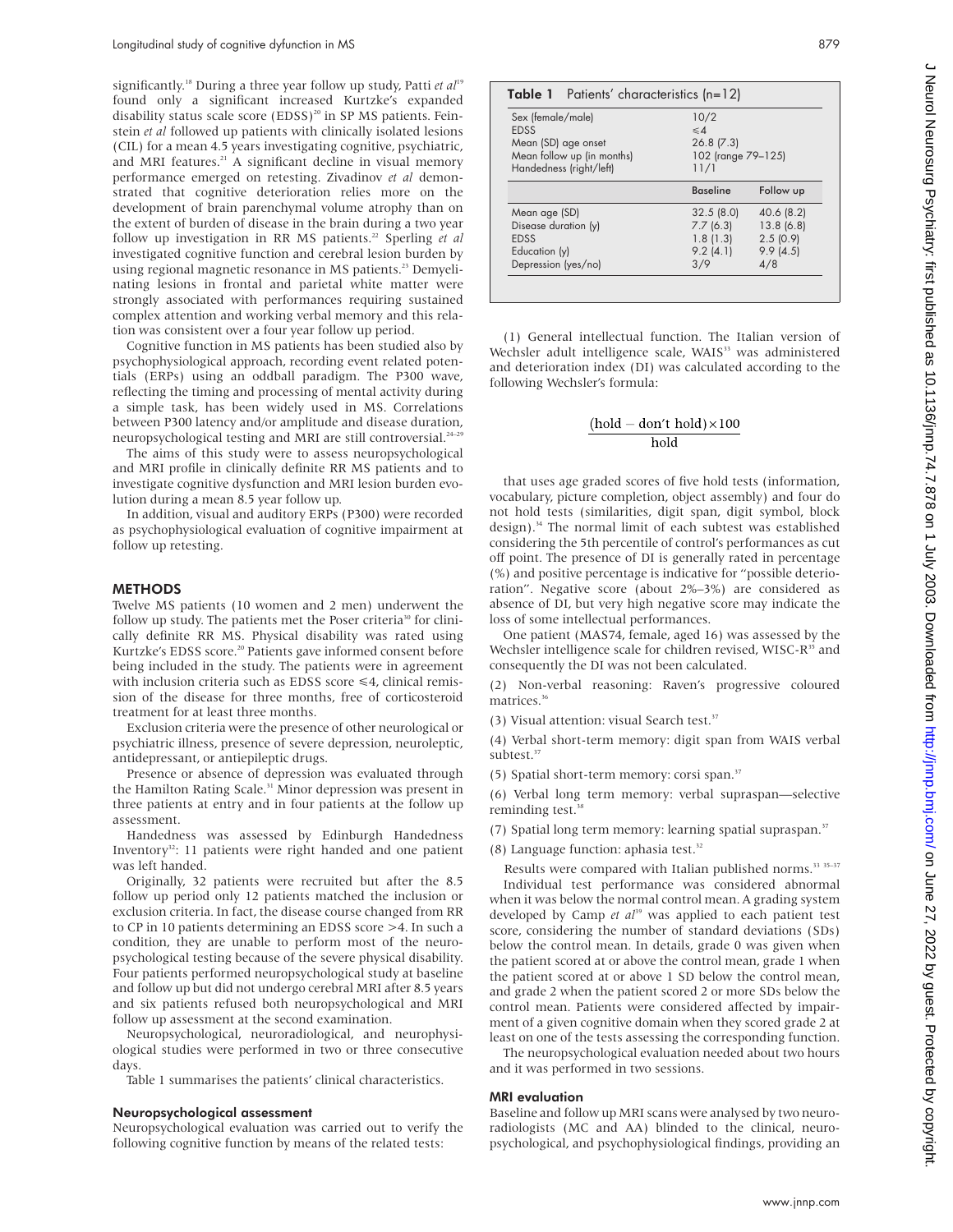significantly.[18] During a three year follow up study, Patti *et al*[19] found only a significant increased Kurtzke's expanded disability status scale score (EDSS)[20] in SP MS patients. Feinstein *et al* followed up patients with clinically isolated lesions (CIL) for a mean 4.5 years investigating cognitive, psychiatric, and MRI features.[21] A significant decline in visual memory performance emerged on retesting. Zivadinov *et al* demonstrated that cognitive deterioration relies more on the development of brain parenchymal volume atrophy than on the extent of burden of disease in the brain during a two year follow up investigation in RR MS patients.[22] Sperling *et al* investigated cognitive function and cerebral lesion burden by using regional magnetic resonance in MS patients.[23] Demyelinating lesions in frontal and parietal white matter were strongly associated with performances requiring sustained complex attention and working verbal memory and this relation was consistent over a four year follow up period.

Cognitive function in MS patients has been studied also by psychophysiological approach, recording event related potentials (ERPs) using an oddball paradigm. The P300 wave, reflecting the timing and processing of mental activity during a simple task, has been widely used in MS. Correlations between P300 latency and/or amplitude and disease duration, neuropsychological testing and MRI are still controversial.[24–29]

The aims of this study were to assess neuropsychological and MRI profile in clinically definite RR MS patients and to investigate cognitive dysfunction and MRI lesion burden evolution during a mean 8.5 year follow up.

In addition, visual and auditory ERPs (P300) were recorded as psychophysiological evaluation of cognitive impairment at follow up retesting.

## METHODS

Twelve MS patients (10 women and 2 men) underwent the follow up study. The patients met the Poser criteria[30] for clinically definite RR MS. Physical disability was rated using Kurtzke's EDSS score.[20] Patients gave informed consent before being included in the study. The patients were in agreement with inclusion criteria such as EDSS score ≤4, clinical remission of the disease for three months, free of corticosteroid treatment for at least three months.

Exclusion criteria were the presence of other neurological or psychiatric illness, presence of severe depression, neuroleptic, antidepressant, or antiepileptic drugs.

Presence or absence of depression was evaluated through the Hamilton Rating Scale.[31] Minor depression was present in three patients at entry and in four patients at the follow up assessment.

Handedness was assessed by Edinburgh Handedness Inventory[32]: 11 patients were right handed and one patient was left handed.

Originally, 32 patients were recruited but after the 8.5 follow up period only 12 patients matched the inclusion or exclusion criteria. In fact, the disease course changed from RR to CP in 10 patients determining an EDSS score >4. In such a condition, they are unable to perform most of the neuropsychological testing because of the severe physical disability. Four patients performed neuropsychological study at baseline and follow up but did not undergo cerebral MRI after 8.5 years and six patients refused both neuropsychological and MRI follow up assessment at the second examination.

Neuropsychological, neuroradiological, and neurophysiological studies were performed in two or three consecutive days.

Table 1 summarises the patients' clinical characteristics.

**Table 1** Patients' characteristics (n=12)

| | | |
|---|---|---|
| Sex (female/male) | 10/2 | |
| EDSS | ≤4 | |
| Mean (SD) age onset | 26.8 (7.3) | |
| Mean follow up (in months) | 102 (range 79–125) | |
| Handedness (right/left) | 11/1 | |
| | **Baseline** | **Follow up** |
| Mean age (SD) | 32.5 (8.0) | 40.6 (8.2) |
| Disease duration (y) | 7.7 (6.3) | 13.8 (6.8) |
| EDSS | 1.8 (1.3) | 2.5 (0.9) |
| Education (y) | 9.2 (4.1) | 9.9 (4.5) |
| Depression (yes/no) | 3/9 | 4/8 |

### Neuropsychological assessment

Neuropsychological evaluation was carried out to verify the following cognitive function by means of the related tests:

(1) General intellectual function. The Italian version of Wechsler adult intelligence scale, WAIS[33] was administered and deterioration index (DI) was calculated according to the following Wechsler's formula:

$$\frac{(\text{hold} - \text{don't hold}) \times 100}{\text{hold}}$$

that uses age graded scores of five hold tests (information, vocabulary, picture completion, object assembly) and four do not hold tests (similarities, digit span, digit symbol, block design).[34] The normal limit of each subtest was established considering the 5th percentile of control's performances as cut off point. The presence of DI is generally rated in percentage (%) and positive percentage is indicative for "possible deterioration". Negative score (about 2%–3%) are considered as absence of DI, but very high negative score may indicate the loss of some intellectual performances.

One patient (MAS74, female, aged 16) was assessed by the Wechsler intelligence scale for children revised, WISC-R[35] and consequently the DI was not been calculated.

(2) Non-verbal reasoning: Raven's progressive coloured matrices.[36]

(3) Visual attention: visual Search test.[37]

(4) Verbal short-term memory: digit span from WAIS verbal subtest.[37]

(5) Spatial short-term memory: corsi span.[37]

(6) Verbal long term memory: verbal supraspan—selective reminding test.[38]

(7) Spatial long term memory: learning spatial supraspan.[37]

(8) Language function: aphasia test.[32]

Results were compared with Italian published norms.[33 35–37] Individual test performance was considered abnormal when it was below the normal control mean. A grading system developed by Camp *et al*[39] was applied to each patient test score, considering the number of standard deviations (SDs) below the control mean. In details, grade 0 was given when the patient scored at or above the control mean, grade 1 when the patient scored at or above 1 SD below the control mean, and grade 2 when the patient scored 2 or more SDs below the control mean. Patients were considered affected by impairment of a given cognitive domain when they scored grade 2 at least on one of the tests assessing the corresponding function.

The neuropsychological evaluation needed about two hours and it was performed in two sessions.

### MRI evaluation

Baseline and follow up MRI scans were analysed by two neuroradiologists (MC and AA) blinded to the clinical, neuropsychological, and psychophysiological findings, providing an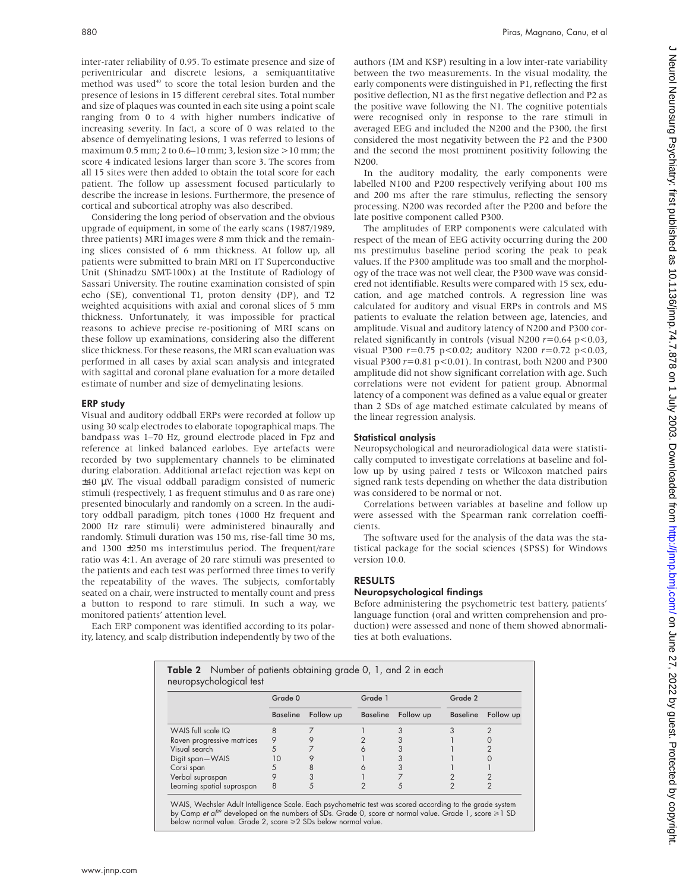inter-rater reliability of 0.95. To estimate presence and size of periventricular and discrete lesions, a semiquantitative method was used[40] to score the total lesion burden and the presence of lesions in 15 different cerebral sites. Total number and size of plaques was counted in each site using a point scale ranging from 0 to 4 with higher numbers indicative of increasing severity. In fact, a score of 0 was related to the absence of demyelinating lesions, 1 was referred to lesions of maximum 0.5 mm; 2 to 0.6–10 mm; 3, lesion size >10 mm; the score 4 indicated lesions larger than score 3. The scores from all 15 sites were then added to obtain the total score for each patient. The follow up assessment focused particularly to describe the increase in lesions. Furthermore, the presence of cortical and subcortical atrophy was also described.

Considering the long period of observation and the obvious upgrade of equipment, in some of the early scans (1987/1989, three patients) MRI images were 8 mm thick and the remaining slices consisted of 6 mm thickness. At follow up, all patients were submitted to brain MRI on 1T Superconductive Unit (Shinadzu SMT-100x) at the Institute of Radiology of Sassari University. The routine examination consisted of spin echo (SE), conventional T1, proton density (DP), and T2 weighted acquisitions with axial and coronal slices of 5 mm thickness. Unfortunately, it was impossible for practical reasons to achieve precise re-positioning of MRI scans on these follow up examinations, considering also the different slice thickness. For these reasons, the MRI scan evaluation was performed in all cases by axial scan analysis and integrated with sagittal and coronal plane evaluation for a more detailed estimate of number and size of demyelinating lesions.

### ERP study

Visual and auditory oddball ERPs were recorded at follow up using 30 scalp electrodes to elaborate topographical maps. The bandpass was 1–70 Hz, ground electrode placed in Fpz and reference at linked balanced earlobes. Eye artefacts were recorded by two supplementary channels to be eliminated during elaboration. Additional artefact rejection was kept on ±40 μV. The visual oddball paradigm consisted of numeric stimuli (respectively, 1 as frequent stimulus and 0 as rare one) presented binocularly and randomly on a screen. In the auditory oddball paradigm, pitch tones (1000 Hz frequent and 2000 Hz rare stimuli) were administered binaurally and randomly. Stimuli duration was 150 ms, rise-fall time 30 ms, and 1300 ±250 ms interstimulus period. The frequent/rare ratio was 4:1. An average of 20 rare stimuli was presented to the patients and each test was performed three times to verify the repeatability of the waves. The subjects, comfortably seated on a chair, were instructed to mentally count and press a button to respond to rare stimuli. In such a way, we monitored patients' attention level.

Each ERP component was identified according to its polarity, latency, and scalp distribution independently by two of the authors (IM and KSP) resulting in a low inter-rate variability between the two measurements. In the visual modality, the early components were distinguished in P1, reflecting the first positive deflection, N1 as the first negative deflection and P2 as the positive wave following the N1. The cognitive potentials were recognised only in response to the rare stimuli in averaged EEG and included the N200 and the P300, the first considered the most negativity between the P2 and the P300 and the second the most prominent positivity following the N200.

In the auditory modality, the early components were labelled N100 and P200 respectively verifying about 100 ms and 200 ms after the rare stimulus, reflecting the sensory processing. N200 was recorded after the P200 and before the late positive component called P300.

The amplitudes of ERP components were calculated with respect of the mean of EEG activity occurring during the 200 ms prestimulus baseline period scoring the peak to peak values. If the P300 amplitude was too small and the morphology of the trace was not well clear, the P300 wave was considered not identifiable. Results were compared with 15 sex, education, and age matched controls. A regression line was calculated for auditory and visual ERPs in controls and MS patients to evaluate the relation between age, latencies, and amplitude. Visual and auditory latency of N200 and P300 correlated significantly in controls (visual N200 $r=0.64$ $p<0.03$, visual P300 $r=0.75$ $p<0.02$; auditory N200 $r=0.72$ $p<0.03$, visual P300 $r=0.81$ $p<0.01$). In contrast, both N200 and P300 amplitude did not show significant correlation with age. Such correlations were not evident for patient group. Abnormal latency of a component was defined as a value equal or greater than 2 SDs of age matched estimate calculated by means of the linear regression analysis.

### Statistical analysis

Neuropsychological and neuroradiological data were statistically computed to investigate correlations at baseline and follow up by using paired *t* tests or Wilcoxon matched pairs signed rank tests depending on whether the data distribution was considered to be normal or not.

Correlations between variables at baseline and follow up were assessed with the Spearman rank correlation coefficients.

The software used for the analysis of the data was the statistical package for the social sciences (SPSS) for Windows version 10.0.

## RESULTS

### Neuropsychological findings

Before administering the psychometric test battery, patients' language function (oral and written comprehension and production) were assessed and none of them showed abnormalities at both evaluations.

**Table 2** Number of patients obtaining grade 0, 1, and 2 in each neuropsychological test

| | Grade 0 | | Grade 1 | | Grade 2 | |
|---|---|---|---|---|---|---|
| | Baseline | Follow up | Baseline | Follow up | Baseline | Follow up |
| WAIS full scale IQ | 8 | 7 | 1 | 3 | 3 | 2 |
| Raven progressive matrices | 9 | 9 | 2 | 3 | 1 | 0 |
| Visual search | 5 | 7 | 6 | 3 | 1 | 2 |
| Digit span—WAIS | 10 | 9 | 1 | 3 | 1 | 0 |
| Corsi span | 5 | 8 | 6 | 3 | 1 | 1 |
| Verbal supraspan | 9 | 3 | 1 | 7 | 2 | 2 |
| Learning spatial supraspan | 8 | 5 | 2 | 5 | 2 | 2 |

WAIS, Wechsler Adult Intelligence Scale. Each psychometric test was scored according to the grade system by Camp *et al*[39] developed on the numbers of SDs. Grade 0, score at normal value. Grade 1, score ≥1 SD below normal value. Grade 2, score ≥2 SDs below normal value.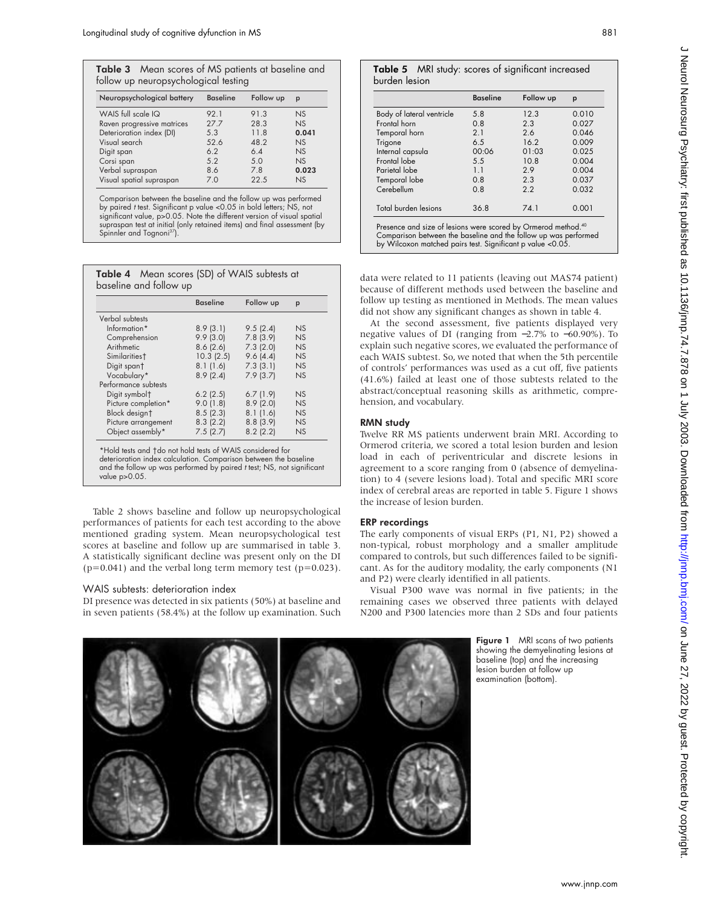**Table 3** Mean scores of MS patients at baseline and follow up neuropsychological testing

| Neuropsychological battery | Baseline | Follow up | p |
|---|---|---|---|
| WAIS full scale IQ | 92.1 | 91.3 | NS |
| Raven progressive matrices | 27.7 | 28.3 | NS |
| Deterioration index (DI) | 5.3 | 11.8 | **0.041** |
| Visual search | 52.6 | 48.2 | NS |
| Digit span | 6.2 | 6.4 | NS |
| Corsi span | 5.2 | 5.0 | NS |
| Verbal supraspan | 8.6 | 7.8 | **0.023** |
| Visual spatial supraspan | 7.0 | 22.5 | NS |

Comparison between the baseline and the follow up was performed by paired *t* test. Significant p value <0.05 in bold letters; NS, not significant value, p>0.05. Note the different version of visual spatial supraspan test at initial (only retained items) and final assessment (by Spinnler and Tognoni[37]).

**Table 4** Mean scores (SD) of WAIS subtests at baseline and follow up

| | Baseline | Follow up | p |
|---|---|---|---|
| Verbal subtests | | | |
| Information* | 8.9 (3.1) | 9.5 (2.4) | NS |
| Comprehension | 9.9 (3.0) | 7.8 (3.9) | NS |
| Arithmetic | 8.6 (2.6) | 7.3 (2.0) | NS |
| Similarities† | 10.3 (2.5) | 9.6 (4.4) | NS |
| Digit span† | 8.1 (1.6) | 7.3 (3.1) | NS |
| Vocabulary* | 8.9 (2.4) | 7.9 (3.7) | NS |
| Performance subtests | | | |
| Digit symbol† | 6.2 (2.5) | 6.7 (1.9) | NS |
| Picture completion* | 9.0 (1.8) | 8.9 (2.0) | NS |
| Block design† | 8.5 (2.3) | 8.1 (1.6) | NS |
| Picture arrangement | 8.3 (2.2) | 8.8 (3.9) | NS |
| Object assembly* | 7.5 (2.7) | 8.2 (2.2) | NS |

*Hold tests and †do not hold tests of WAIS considered for deterioration index calculation. Comparison between the baseline and the follow up was performed by paired *t* test; NS, not significant value p>0.05.

Table 2 shows baseline and follow up neuropsychological performances of patients for each test according to the above mentioned grading system. Mean neuropsychological test scores at baseline and follow up are summarised in table 3. A statistically significant decline was present only on the DI (p=0.041) and the verbal long term memory test (p=0.023).

### WAIS subtests: deterioration index

DI presence was detected in six patients (50%) at baseline and in seven patients (58.4%) at the follow up examination. Such data were related to 11 patients (leaving out MAS74 patient) because of different methods used between the baseline and follow up testing as mentioned in Methods. The mean values did not show any significant changes as shown in table 4.

At the second assessment, five patients displayed very negative values of DI (ranging from −2.7% to −60.90%). To explain such negative scores, we evaluated the performance of each WAIS subtest. So, we noted that when the 5th percentile of controls' performances was used as a cut off, five patients (41.6%) failed at least one of those subtests related to the abstract/conceptual reasoning skills as arithmetic, comprehension, and vocabulary.

**Table 5** MRI study: scores of significant increased burden lesion

| | Baseline | Follow up | p |
|---|---|---|---|
| Body of lateral ventricle | 5.8 | 12.3 | 0.010 |
| Frontal horn | 0.8 | 2.3 | 0.027 |
| Temporal horn | 2.1 | 2.6 | 0.046 |
| Trigone | 6.5 | 16.2 | 0.009 |
| Internal capsula | 00:06 | 01:03 | 0.025 |
| Frontal lobe | 5.5 | 10.8 | 0.004 |
| Parietal lobe | 1.1 | 2.9 | 0.004 |
| Temporal lobe | 0.8 | 2.3 | 0.037 |
| Cerebellum | 0.8 | 2.2 | 0.032 |
| Total burden lesions | 36.8 | 74.1 | 0.001 |

Presence and size of lesions were scored by Ormerod method.[40] Comparison between the baseline and the follow up was performed by Wilcoxon matched pairs test. Significant p value <0.05.

### RMN study

Twelve RR MS patients underwent brain MRI. According to Ormerod criteria, we scored a total lesion burden and lesion load in each of periventricular and discrete lesions in agreement to a score ranging from 0 (absence of demyelination) to 4 (severe lesions load). Total and specific MRI score index of cerebral areas are reported in table 5. Figure 1 shows the increase of lesion burden.

### ERP recordings

The early components of visual ERPs (P1, N1, P2) showed a non-typical, robust morphology and a smaller amplitude compared to controls, but such differences failed to be significant. As for the auditory modality, the early components (N1 and P2) were clearly identified in all patients.

Visual P300 wave was normal in five patients; in the remaining cases we observed three patients with delayed N200 and P300 latencies more than 2 SDs and four patients

**Figure 1** MRI scans of two patients showing the demyelinating lesions at baseline (top) and the increasing lesion burden at follow up examination (bottom).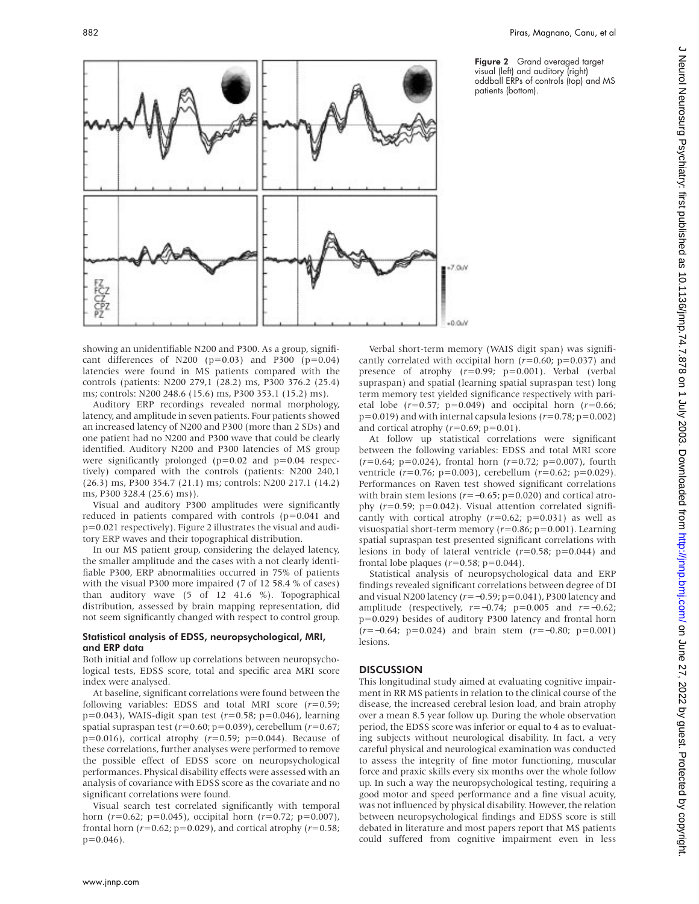Figure 2 Grand averaged target visual (left) and auditory (right) oddball ERPs of controls (top) and MS patients (bottom).

showing an unidentifiable N200 and P300. As a group, significant differences of N200 (p=0.03) and P300 (p=0.04) latencies were found in MS patients compared with the controls (patients: N200 279,1 (28.2) ms, P300 376.2 (25.4) ms; controls: N200 248.6 (15.6) ms, P300 353.1 (15.2) ms).

Auditory ERP recordings revealed normal morphology, latency, and amplitude in seven patients. Four patients showed an increased latency of N200 and P300 (more than 2 SDs) and one patient had no N200 and P300 wave that could be clearly identified. Auditory N200 and P300 latencies of MS group were significantly prolonged (p=0.02 and p=0.04 respectively) compared with the controls (patients: N200 240,1 (26.3) ms, P300 354.7 (21.1) ms; controls: N200 217.1 (14.2) ms, P300 328.4 (25.6) ms)).

Visual and auditory P300 amplitudes were significantly reduced in patients compared with controls (p=0.041 and p=0.021 respectively). Figure 2 illustrates the visual and auditory ERP waves and their topographical distribution.

In our MS patient group, considering the delayed latency, the smaller amplitude and the cases with a not clearly identifiable P300, ERP abnormalities occurred in 75% of patients with the visual P300 more impaired (7 of 12 58.4 % of cases) than auditory wave (5 of 12 41.6 %). Topographical distribution, assessed by brain mapping representation, did not seem significantly changed with respect to control group.

### Statistical analysis of EDSS, neuropsychological, MRI, and ERP data

Both initial and follow up correlations between neuropsychological tests, EDSS score, total and specific area MRI score index were analysed.

At baseline, significant correlations were found between the following variables: EDSS and total MRI score ($r$=0.59; p=0.043), WAIS-digit span test ($r$=0.58; p=0.046), learning spatial supraspan test ($r$=0.60; p=0.039), cerebellum ($r$=0.67; p=0.016), cortical atrophy ($r$=0.59; p=0.044). Because of these correlations, further analyses were performed to remove the possible effect of EDSS score on neuropsychological performances. Physical disability effects were assessed with an analysis of covariance with EDSS score as the covariate and no significant correlations were found.

Visual search test correlated significantly with temporal horn ($r$=0.62; p=0.045), occipital horn ($r$=0.72; p=0.007), frontal horn ($r$=0.62; p=0.029), and cortical atrophy ($r$=0.58; p=0.046).

Verbal short-term memory (WAIS digit span) was significantly correlated with occipital horn ($r$=0.60; p=0.037) and presence of atrophy ($r$=0.99; p=0.001). Verbal (verbal supraspan) and spatial (learning spatial supraspan test) long term memory test yielded significance respectively with parietal lobe ($r$=0.57; p=0.049) and occipital horn ($r$=0.66; p=0.019) and with internal capsula lesions ($r$=0.78; p=0.002) and cortical atrophy ($r$=0.69; p=0.01).

At follow up statistical correlations were significant between the following variables: EDSS and total MRI score ($r$=0.64; p=0.024), frontal horn ($r$=0.72; p=0.007), fourth ventricle ($r$=0.76; p=0.003), cerebellum ($r$=0.62; p=0.029). Performances on Raven test showed significant correlations with brain stem lesions ($r$=−0.65; p=0.020) and cortical atrophy ($r$=0.59; p=0.042). Visual attention correlated significantly with cortical atrophy ($r$=0.62; p=0.031) as well as visuospatial short-term memory ($r$=0.86; p=0.001). Learning spatial supraspan test presented significant correlations with lesions in body of lateral ventricle ($r$=0.58; p=0.044) and frontal lobe plaques ($r$=0.58; p=0.044).

Statistical analysis of neuropsychological data and ERP findings revealed significant correlations between degree of DI and visual N200 latency ($r$=−0.59; p=0.041), P300 latency and amplitude (respectively, $r$=−0.74; p=0.005 and $r$=−0.62; p=0.029) besides of auditory P300 latency and frontal horn ($r$=−0.64; p=0.024) and brain stem ($r$=−0.80; p=0.001) lesions.

## DISCUSSION

This longitudinal study aimed at evaluating cognitive impairment in RR MS patients in relation to the clinical course of the disease, the increased cerebral lesion load, and brain atrophy over a mean 8.5 year follow up. During the whole observation period, the EDSS score was inferior or equal to 4 as to evaluating subjects without neurological disability. In fact, a very careful physical and neurological examination was conducted to assess the integrity of fine motor functioning, muscular force and praxic skills every six months over the whole follow up. In such a way the neuropsychological testing, requiring a good motor and speed performance and a fine visual acuity, was not influenced by physical disability. However, the relation between neuropsychological findings and EDSS score is still debated in literature and most papers report that MS patients could suffered from cognitive impairment even in less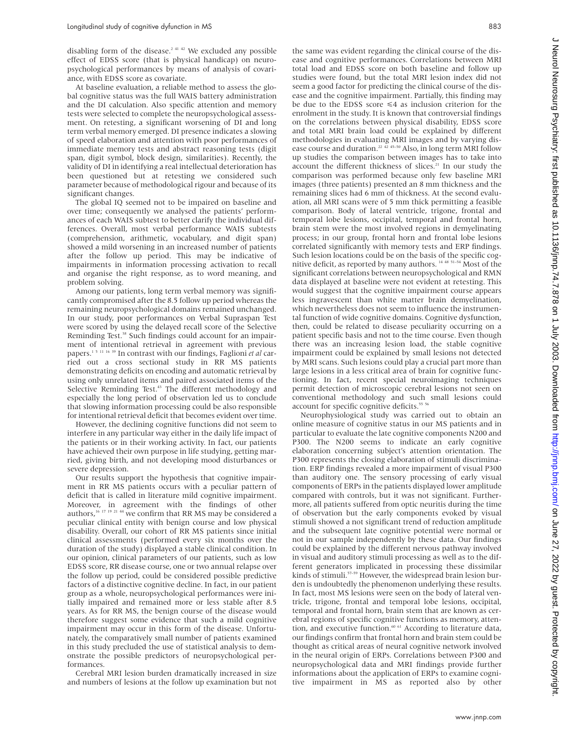disabling form of the disease.[2 41 42] We excluded any possible effect of EDSS score (that is physical handicap) on neuropsychological performances by means of analysis of covariance, with EDSS score as covariate.

At baseline evaluation, a reliable method to assess the global cognitive status was the full WAIS battery administration and the DI calculation. Also specific attention and memory tests were selected to complete the neuropsychological assessment. On retesting, a significant worsening of DI and long term verbal memory emerged. DI presence indicates a slowing of speed elaboration and attention with poor performances of immediate memory tests and abstract reasoning tests (digit span, digit symbol, block design, similarities). Recently, the validity of DI in identifying a real intellectual deterioration has been questioned but at retesting we considered such parameter because of methodological rigour and because of its significant changes.

The global IQ seemed not to be impaired on baseline and over time; consequently we analysed the patients' performances of each WAIS subtest to better clarify the individual differences. Overall, most verbal performance WAIS subtests (comprehension, arithmetic, vocabulary, and digit span) showed a mild worsening in an increased number of patients after the follow up period. This may be indicative of impairments in information processing activation to recall and organise the right response, as to word meaning, and problem solving.

Among our patients, long term verbal memory was significantly compromised after the 8.5 follow up period whereas the remaining neuropsychological domains remained unchanged. In our study, poor performances on Verbal Supraspan Test were scored by using the delayed recall score of the Selective Reminding Test.[38] Such findings could account for an impairment of intentional retrieval in agreement with previous papers.[1 5 11 16 39] In contrast with our findings, Faglioni *et al* carried out a cross sectional study in RR MS patients demonstrating deficits on encoding and automatic retrieval by using only unrelated items and paired associated items of the Selective Reminding Test.[43] The different methodology and especially the long period of observation led us to conclude that slowing information processing could be also responsible for intentional retrieval deficit that becomes evident over time.

However, the declining cognitive functions did not seem to interfere in any particular way either in the daily life impact of the patients or in their working activity. In fact, our patients have achieved their own purpose in life studying, getting married, giving birth, and not developing mood disturbances or severe depression.

Our results support the hypothesis that cognitive impairment in RR MS patients occurs with a peculiar pattern of deficit that is called in literature mild cognitive impairment. Moreover, in agreement with the findings of other authors,[16 17 19 21 44] we confirm that RR MS may be considered a peculiar clinical entity with benign course and low physical disability. Overall, our cohort of RR MS patients since initial clinical assessments (performed every six months over the duration of the study) displayed a stable clinical condition. In our opinion, clinical parameters of our patients, such as low EDSS score, RR disease course, one or two annual relapse over the follow up period, could be considered possible predictive factors of a distinctive cognitive decline. In fact, in our patient group as a whole, neuropsychological performances were initially impaired and remained more or less stable after 8.5 years. As for RR MS, the benign course of the disease would therefore suggest some evidence that such a mild cognitive impairment may occur in this form of the disease. Unfortunately, the comparatively small number of patients examined in this study precluded the use of statistical analysis to demonstrate the possible predictors of neuropsychological performances.

Cerebral MRI lesion burden dramatically increased in size and numbers of lesions at the follow up examination but not the same was evident regarding the clinical course of the disease and cognitive performances. Correlations between MRI total load and EDSS score on both baseline and follow up studies were found, but the total MRI lesion index did not seem a good factor for predicting the clinical course of the disease and the cognitive impairment. Partially, this finding may be due to the EDSS score ≤4 as inclusion criterion for the enrolment in the study. It is known that controversial findings on the correlations between physical disability, EDSS score and total MRI brain load could be explained by different methodologies in evaluating MRI images and by varying disease course and duration.[22 42 45–50] Also, in long term MRI follow up studies the comparison between images has to take into account the different thickness of slices.[21] In our study the comparison was performed because only few baseline MRI images (three patients) presented an 8 mm thickness and the remaining slices had 6 mm of thickness. At the second evaluation, all MRI scans were of 5 mm thick permitting a feasible comparison. Body of lateral ventricle, trigone, frontal and temporal lobe lesions, occipital, temporal and frontal horn, brain stem were the most involved regions in demyelinating process; in our group, frontal horn and frontal lobe lesions correlated significantly with memory tests and ERP findings. Such lesion locations could be on the basis of the specific cognitive deficit, as reported by many authors.[14 48 51–54] Most of the significant correlations between neuropsychological and RMN data displayed at baseline were not evident at retesting. This would suggest that the cognitive impairment course appears less ingravescent than white matter brain demyelination, which nevertheless does not seem to influence the instrumental function of wide cognitive domains. Cognitive dysfunction, then, could be related to disease peculiarity occurring on a patient specific basis and not to the time course. Even though there was an increasing lesion load, the stable cognitive impairment could be explained by small lesions not detected by MRI scans. Such lesions could play a crucial part more than large lesions in a less critical area of brain for cognitive functioning. In fact, recent special neuroimaging techniques permit detection of microscopic cerebral lesions not seen on conventional methodology and such small lesions could account for specific cognitive deficits.[55 56]

Neurophysiological study was carried out to obtain an online measure of cognitive status in our MS patients and in particular to evaluate the late cognitive components N200 and P300. The N200 seems to indicate an early cognitive elaboration concerning subject's attention orientation. The P300 represents the closing elaboration of stimuli discrimination. ERP findings revealed a more impairment of visual P300 than auditory one. The sensory processing of early visual components of ERPs in the patients displayed lower amplitude compared with controls, but it was not significant. Furthermore, all patients suffered from optic neuritis during the time of observation but the early components evoked by visual stimuli showed a not significant trend of reduction amplitude and the subsequent late cognitive potential were normal or not in our sample independently by these data. Our findings could be explained by the different nervous pathway involved in visual and auditory stimuli processing as well as to the different generators implicated in processing these dissimilar kinds of stimuli.[57–59] However, the widespread brain lesion burden is undoubtedly the phenomenon underlying these results. In fact, most MS lesions were seen on the body of lateral ventricle, trigone, frontal and temporal lobe lesions, occipital, temporal and frontal horn, brain stem that are known as cerebral regions of specific cognitive functions as memory, attention, and executive function.[60 61] According to literature data, our findings confirm that frontal horn and brain stem could be thought as critical areas of neural cognitive network involved in the neural origin of ERPs. Correlations between P300 and neuropsychological data and MRI findings provide further informations about the application of ERPs to examine cognitive impairment in MS as reported also by other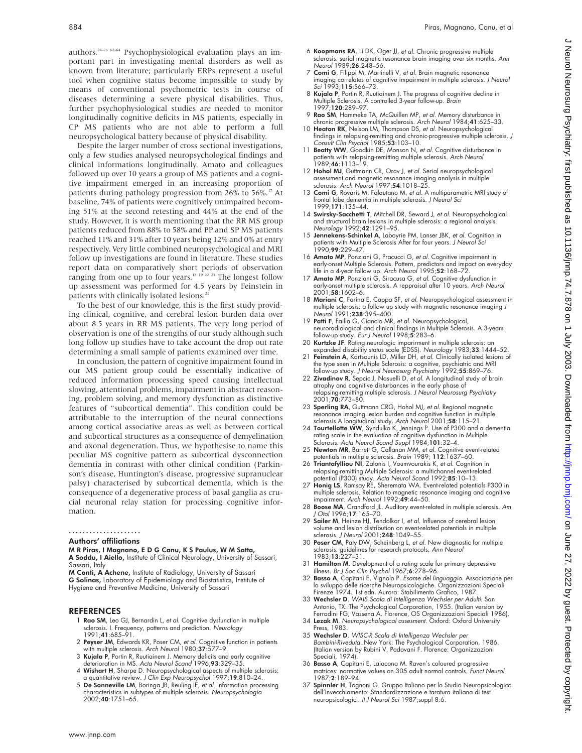authors.[24–26 62–64] Psychophysiological evaluation plays an important part in investigating mental disorders as well as known from literature; particularly ERPs represent a useful tool when cognitive status become impossible to study by means of conventional psychometric tests in course of diseases determining a severe physical disabilities. Thus, further psychophysiological studies are needed to monitor longitudinally cognitive deficits in MS patients, especially in CP MS patients who are not able to perform a full neuropsychological battery because of physical disability.

Despite the larger number of cross sectional investigations, only a few studies analysed neuropsychological findings and clinical informations longitudinally. Amato and colleagues followed up over 10 years a group of MS patients and a cognitive impairment emerged in an increasing proportion of patients during pathology progression from 26% to 56%.[17] At baseline, 74% of patients were cognitively unimpaired becoming 51% at the second retesting and 44% at the end of the study. However, it is worth mentioning that the RR MS group patients reduced from 88% to 58% and PP and SP MS patients reached 11% and 31% after 10 years being 12% and 0% at entry respectively. Very little combined neuropsychological and MRI follow up investigations are found in literature. These studies report data on comparatively short periods of observation ranging from one up to four years.[18 19 22 23] The longest follow up assessment was performed for 4.5 years by Feinstein in patients with clinically isolated lesions.[21]

To the best of our knowledge, this is the first study providing clinical, cognitive, and cerebral lesion burden data over about 8.5 years in RR MS patients. The very long period of observation is one of the strengths of our study although such long follow up studies have to take account the drop out rate determining a small sample of patients examined over time.

In conclusion, the pattern of cognitive impairment found in our MS patient group could be essentially indicative of reduced information processing speed causing intellectual slowing, attentional problems, impairment in abstract reasoning, problem solving, and memory dysfunction as distinctive features of "subcortical dementia". This condition could be attributable to the interruption of the neural connections among cortical associative areas as well as between cortical and subcortical structures as a consequence of demyelination and axonal degeneration. Thus, we hypothesise to name this peculiar MS cognitive pattern as subcortical dysconnection dementia in contrast with other clinical condition (Parkinson's disease, Huntington's disease, progressive supranuclear palsy) characterised by subcortical dementia, which is the consequence of a degenerative process of basal ganglia as crucial neuronal relay station for processing cognitive information.

.....................

### Authors' affiliations

**M R Piras, I Magnano, E D G Canu, K S Paulus, W M Satta, A Soddu, I Aiello,** Institute of Clinical Neurology, University of Sassari, Sassari, Italy
**M Conti, A Achene,** Institute of Radiology, University of Sassari
**G Solinas,** Laboratory of Epidemiology and Biostatistics, Institute of Hygiene and Preventive Medicine, University of Sassari

## REFERENCES

1. **Rao SM**, Leo GJ, Bernardin L, *et al.* Cognitive dysfunction in multiple sclerosis. I. Frequency, patterns and prediction. *Neurology* 1991;**41**:685–91.
2. **Peyser JM**, Edwards KR, Poser CM, *et al.* Cognitive function in patients with multiple sclerosis. *Arch Neurol* 1980;**37**:577–9.
3. **Kujala P**, Portin R, Ruutiainem J. Memory deficits and early cognitive deterioration in MS. *Acta Neurol Scand* 1996;**93**:329–35.
4. **Wishart H**, Sharpe D. Neuropsychological aspects of multiple sclerosis: a quantitative review. *J Clin Exp Neuropsychol* 1997;**19**:810–24.
5. **De Sonneville LM**, Boringa JB, Reuling IE, *et al.* Information processing characteristics in subtypes of multiple sclerosis. *Neuropsychologia* 2002;**40**:1751–65.
6. **Koopmans RA**, Li DK, Oger JJ, *et al.* Chronic progressive multiple sclerosis: serial magnetic resonance brain imaging over six months. *Ann Neurol* 1989;**26**:248–56.
7. **Comi G**, Filippi M, Martinelli V, *et al.* Brain magnetic resonance imaging correlates of cognitive impairment in multiple sclerosis. *J Neurol Sci* 1993;**115**:S66–73.
8. **Kujala P**, Portin R, Ruutiainem J. The progress of cognitive decline in Multiple Sclerosis. A controlled 3-year follow-up. *Brain* 1997;**120**:289–97.
9. **Rao SM**, Hammeke TA, McQuillen MP, *et al.* Memory disturbance in chronic progressive multiple sclerosis. *Arch Neurol* 1984;**41**:625–33.
10. **Heaton RK**, Nelson LM, Thompson DS, *et al.* Neuropsychological findings in relapsing-remitting and chronic-progressive multiple sclerosis. *J Consult Clin Psychol* 1985;**53**:103–10.
11. **Beatty WW**, Goodkin DE, Monson N, *et al.* Cognitive disturbance in patients with relapsing-remitting multiple sclerosis. *Arch Neurol* 1989;**46**:1113–19.
12. **Hohol MJ**, Guttmann CR, Orav J, *et al.* Serial neuropsychological assessment and magnetic resonance imaging analysis in multiple sclerosis. *Arch Neurol* 1997;**54**:1018–25.
13. **Comi G**, Rovaris M, Falautano M, *et al.* A multiparametric MRI study of frontal lobe dementia in multiple sclerosis. *J Neurol Sci* 1999;**171**:135–44.
14. **Swirsky-Sacchetti T**, Mitchell DR, Seward J, *et al.* Neuropsychological and structural brain lesions in multiple sclerosis: a regional analysis. *Neurology* 1992;**42**:1291–95.
15. **Jennekens-Schinkel A**, Laboyrie PM, Lanser JBK, *et al.* Cognition in patients with Multiple Sclerosis After for four years. *J Neurol Sci* 1990;**99**:229–47.
16. **Amato MP**, Ponziani G, Pracucci G, *et al.* Cognitive impairment in early-onset Multiple Sclerosis. Pattern, predictors and impact on everyday life in a 4-year follow up. *Arch Neurol* 1995;**52**:168–72.
17. **Amato MP**, Ponziani G, Siracusa G, *et al.* Cognitive dysfunction in early-onset multiple sclerosis. A reppraisal after 10 years. *Arch Neurol* 2001;**58**:1602–6.
18. **Mariani C**, Farina E, Cappa SF, *et al.* Neuropsychological assessment in multiple sclerosis: a follow up study with magnetic resonance imaging *J Neurol* 1991;**238**:395–400.
19. **Patti F**, Failla G, Ciancio MR, *et al.* Neuropsychological, neuroradiological and clinical findings in Multiple Sclerosis. A 3-years follow-up study. *Eur J Neurol* 1998;**5**:283–6.
20. **Kurtzke JF**. Rating neurologic impairment in multiple sclerosis: an expanded disability status scale (EDSS). *Neurology* 1983;**33**:1444–52.
21. **Feinstein A**, Kartsounis LD, Miller DH, *et al.* Clinically isolated lesions of the type seen in Multiple Sclerosis: a cognitive, psychiatric and MRI follow-up study. *J Neurol Neurosurg Psychiatry* 1992;**55**:869–76.
22. **Zivadinov R**, Sepcic J, Nasuelli D, *et al.* A longitudinal study of brain atrophy and cognitive disturbances in the early phase of relapsing-remitting multiple sclerosis. *J Neurol Neurosurg Psychiatry* 2001;**70**:773–80.
23. **Sperling RA**, Guttmann CRG, Hohol MJ, *et al.* Regional magnetic resonance imaging lesion burden and cognitive function in multiple sclerosis.A longitudinal study. *Arch Neurol* 2001;**58**:115–21.
24. **Tourtellotte WW**, Syndulko K, Jennings P. Use of P300 and a dementia rating scale in the evaluation of cognitive dysfunction in Multiple Sclerosis. *Acta Neurol Scand Suppl* 1984;**101**:32–4.
25. **Newton MR**, Barrett G, Callanan MM, *et al.* Cognitive event-related potentials in multiple sclerosis. *Brain* 1989; **112**:1637–60.
26. **Triantafylliou NI**, Zalonis I, Voumvourakis K, *et al.* Cognition in relapsing-remitting Multiple Sclerosis: a multichannel event-related potential (P300) study. *Acta Neurol Scand* 1992;**85**:10–13.
27. **Honig LS**, Ramsay RE, Sheremata WA. Event-related potentials P300 in multiple sclerosis. Relation to magnetic resonance imaging and cognitive impairment. *Arch Neurol* 1992;**49**:44–50.
28. **Boose MA**, Crandford JL. Auditory event-related in multiple sclerosis. *Am J Otol* 1996;**17**:165–70.
29. **Sailer M**, Heinze HJ, Tendolkar I, *et al.* Influence of cerebral lesion volume and lesion distribution on event-related potentials in multiple sclerosis. *J Neurol* 2001;**248**:1049–55.
30. **Poser CM**, Paty DW, Scheinberg L, *et al.* New diagnostic for multiple sclerosis: guidelines for research protocols. *Ann Neurol* 1983;**13**:227–31.
31. **Hamilton M**. Development of a rating scale for primary depressive illness. *Br J Soc Clin Psychol* 1967;**6**:278–96.
32. **Basso A**, Capitani E, Vignolo P. *Esame del linguaggio.* Associazione per lo sviluppo delle ricerche Neuropsicologiche. Organizzazioni Speciali Firenze 1974. 1st edn. Aurora: Stabilimento Grafico, 1987.
33. **Wechsler D**. *WAIS Scala di Intelligenza Wechsler per Adulti.* San Antonio, TX: The Psychological Corporation, 1955. (Italian version by Ferradini FG, Vassena A. Florence, OS Organizzazioni Speciali 1986).
34. **Lezak M**. *Neuropsychological assesment.* Oxford: Oxford University Press, 1983.
35. **Wechsler D**. *WISC-R Scala di Intelligenza Wechsler per Bambini-Riveduta.*.New York: The Psychological Corporation, 1986. (Italian version by Rubini V, Padovani F. Florence: Organizzazioni Speciali, 1974).
36. **Basso A**, Capitani E, Laiacona M. Raven's coloured progressive matrices: normative values on 305 adult normal controls. *Funct Neurol* 1987;**2**:189–94.
37. **Spinnler H**, Tognoni G. Gruppo Italiano per lo Studio Neuropsicologico dell'Invecchiamento: Standardizzazione e taratura italiana di test neuropsicologici. *It J Neurol Sci* 1987;suppl 8:6.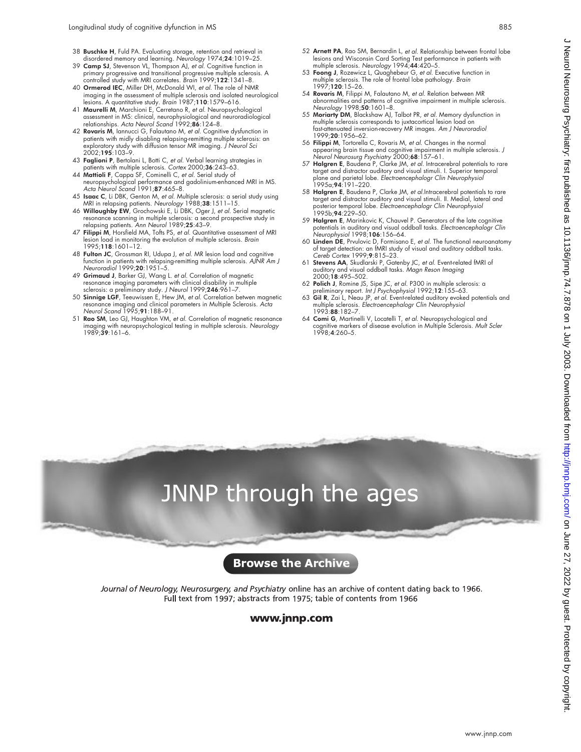38 **Buschke H**, Fuld PA. Evaluating storage, retention and retrieval in disordered memory and learning. *Neurology* 1974;**24**:1019–25.

39 **Camp SJ**, Stevenson VL, Thompson AJ, *et al*. Cognitive function in primary progressive and transitional progressive multiple sclerosis. A controlled study with MRI correlates. *Brain* 1999;**122**:1341–8.

40 **Ormerod IEC**, Miller DH, McDonald WI, *et al*. The role of NMR imaging in the assessment of multiple sclerosis and isolated neurological lesions. A quantitative study. *Brain* 1987;**110**:1579–616.

41 **Maurelli M**, Marchioni E, Cerretano R, *et al*. Neuropsychological assessment in MS: clinical, neurophysiological and neuroradiological relationships. *Acta Neurol Scand* 1992;**86**:124–8.

42 **Rovaris M**, Iannucci G, Falautano M, *et al*. Cognitive dysfunction in patients with midly disabling relapsing-remitting multiple sclerosis: an exploratory study with diffusion tensor MR imaging. *J Neurol Sci* 2002;**195**:103–9.

43 **Faglioni P**, Bertolani L, Botti C, *et al*. Verbal learning strategies in patients with multiple sclerosis. *Cortex* 2000;**36**:243–63.

44 **Mattioli F**, Cappa SF, Cominelli C, *et al*. Serial study of neuropsychological performance and gadolinium-enhanced MRI in MS. *Acta Neurol Scand* 1991;**87**:465–8.

45 **Isaac C**, Li DBK, Genton M, *et al*. Multiple sclerosis: a serial study using MRI in relapsing patients. *Neurology* 1988;**38**:1511–15.

46 **Willoughby EW**, Grochowski E, Li DBK, Oger J, *et al*. Serial magnetic resonance scanning in multiple sclerosis: a second prospective study in relapsing patients. *Ann Neurol* 1989;**25**:43–9.

47 **Filippi M**, Horsfield MA, Tofts PS, *et al*. Quantitative assessment of MRI lesion load in monitoring the evolution of multiple sclerosis. *Brain* 1995;**118**:1601–12.

48 **Fulton JC**, Grossman RI, Udupa J, *et al*. MR lesion load and cognitive function in patients with relapsing-remitting multiple sclerosis. *AJNR Am J Neuroradiol* 1999;**20**:1951–5.

49 **Grimaud J**, Barker GJ, Wang L. *et al*. Correlation of magnetic resonance imaging parameters with clinical disability in multiple sclerosis: a preliminary study. *J Neurol* 1999;**246**:961–7.

50 **Sinnige LGF**, Teeuwissen E, Hew JM, *et al*. Correlation betwen magnetic resonance imaging and clinical parameters in Multiple Sclerosis. *Acta Neurol Scand* 1995;**91**:188–91.

51 **Rao SM**, Leo GJ, Haughton VM, *et al*. Correlation of magnetic resonance imaging with neuropsychological testing in multiple sclerosis. *Neurology* 1989;**39**:161–6.

52 **Arnett PA**, Rao SM, Bernardin L, *et al*. Relationship between frontal lobe lesions and Wisconsin Card Sorting Test performance in patients with multiple sclerosis. *Neurology* 1994;**44**:420–5.

53 **Foong J**, Rozewicz L, Quaghebeur G, *et al*. Executive function in multiple sclerosis. The role of frontal lobe pathology. *Brain* 1997;**120**:15–26.

54 **Rovaris M**, Filippi M, Falautano M, *et al*. Relation between MR abnormalities and patterns of cognitive impairment in multiple sclerosis. *Neurology* 1998;**50**:1601–8.

55 **Moriarty DM**, Blackshaw AJ, Talbot PR, *et al*. Memory dysfunction in multiple sclerosis corresponds to juxtacortical lesion load on fast-attenuated inversion-recovery MR images. *Am J Neuroradiol* 1999;**20**:1956–62.

56 **Filippi M**, Tortorella C, Rovaris M, *et al*. Changes in the normal appearing brain tissue and cognitive impairment in multiple sclerosis. *J Neurol Neurosurg Psychiatry* 2000;**68**:157–61.

57 **Halgren E**, Baudena P, Clarke JM, *et al*. Intracerebral potentials to rare target and distractor auditory and visual stimuli. I. Superior temporal plane and parietal lobe. *Electroencephalogr Clin Neurophysiol* 1995a;**94**:191–220.

58 **Halgren E**, Baudena P, Clarke JM, *et al*.Intracerebral potentials to rare target and distractor auditory and visual stimuli. II. Medial, lateral and posterior temporal lobe. *Electroencephalogr Clin Neurophysiol* 1995b;**94**:229–50.

59 **Halgren E**, Marinkovic K, Chauvel P. Generators of the late cognitive potentials in auditory and visual oddball tasks. *Electroencephalogr Clin Neurophysiol* 1998;**106**:156–64.

60 **Linden DE**, Prvulovic D, Formisano E, *et al*. The functional neuroanatomy of target detection: an fMRI study of visual and auditory oddball tasks. *Cereb Cortex* 1999;**9**:815–23.

61 **Stevens AA**, Skudlarski P, Gatenby JC, *et al*. Event-related fMRI of auditory and visual oddball tasks. *Magn Reson Imaging* 2000;**18**:495–502.

62 **Polich J**, Romine JS, Sipe JC, *et al*. P300 in multiple sclerosis: a preliminary report. *Int J Psychophysiol* 1992;**12**:155–63.

63 **Gil R**, Zai L, Neau JP, *et al*. Event-related auditory evoked potentials and multiple sclerosis. *Electroencephalogr Clin Neurophysiol* 1993:**88**:182–7.

64 **Comi G**, Martinelli V, Locatelli T, *et al*. Neuropsychological and cognitive markers of disease evolution in Multiple Sclerosis. *Mult Scler* 1998;**4**:260–5.

JNNP through the ages

**Browse the Archive**

*Journal of Neurology, Neurosurgery, and Psychiatry* online has an archive of content dating back to 1966. Full text from 1997; abstracts from 1975; table of contents from 1966

**www.jnnp.com**